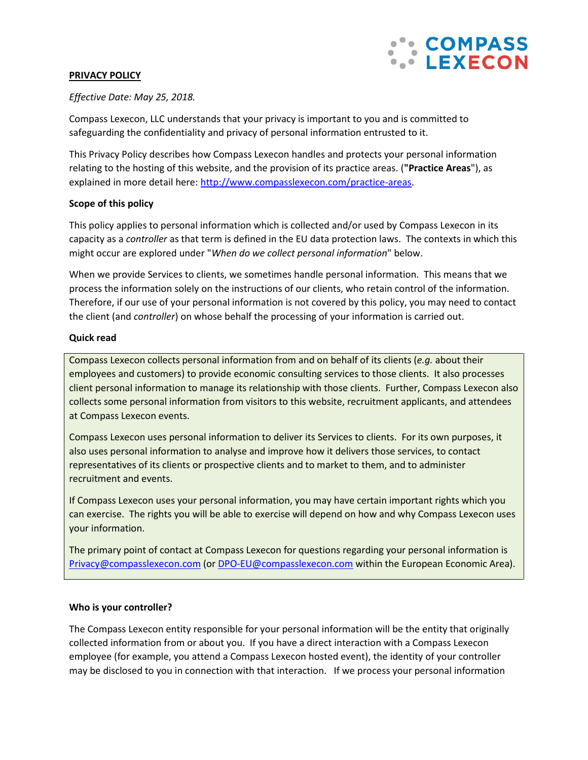**PRIVACY POLICY**

*Effective Date: May 25, 2018.*

Compass Lexecon, LLC understands that your privacy is important to you and is committed to safeguarding the confidentiality and privacy of personal information entrusted to it.

This Privacy Policy describes how Compass Lexecon handles and protects your personal information relating to the hosting of this website, and the provision of its practice areas. (**"Practice Areas**"), as explained in more detail here: http://www.compasslexecon.com/practice-areas.

**Scope of this policy**

This policy applies to personal information which is collected and/or used by Compass Lexecon in its capacity as a *controller* as that term is defined in the EU data protection laws. The contexts in which this might occur are explored under "*When do we collect personal information*" below.

When we provide Services to clients, we sometimes handle personal information. This means that we process the information solely on the instructions of our clients, who retain control of the information. Therefore, if our use of your personal information is not covered by this policy, you may need to contact the client (and *controller*) on whose behalf the processing of your information is carried out.

**Quick read**

Compass Lexecon collects personal information from and on behalf of its clients (*e.g.* about their employees and customers) to provide economic consulting services to those clients. It also processes client personal information to manage its relationship with those clients. Further, Compass Lexecon also collects some personal information from visitors to this website, recruitment applicants, and attendees at Compass Lexecon events.

Compass Lexecon uses personal information to deliver its Services to clients. For its own purposes, it also uses personal information to analyse and improve how it delivers those services, to contact representatives of its clients or prospective clients and to market to them, and to administer recruitment and events.

If Compass Lexecon uses your personal information, you may have certain important rights which you can exercise. The rights you will be able to exercise will depend on how and why Compass Lexecon uses your information.

The primary point of contact at Compass Lexecon for questions regarding your personal information is Privacy@compasslexecon.com (or DPO-EU@compasslexecon.com within the European Economic Area).

**Who is your controller?**

The Compass Lexecon entity responsible for your personal information will be the entity that originally collected information from or about you. If you have a direct interaction with a Compass Lexecon employee (for example, you attend a Compass Lexecon hosted event), the identity of your controller may be disclosed to you in connection with that interaction. If we process your personal information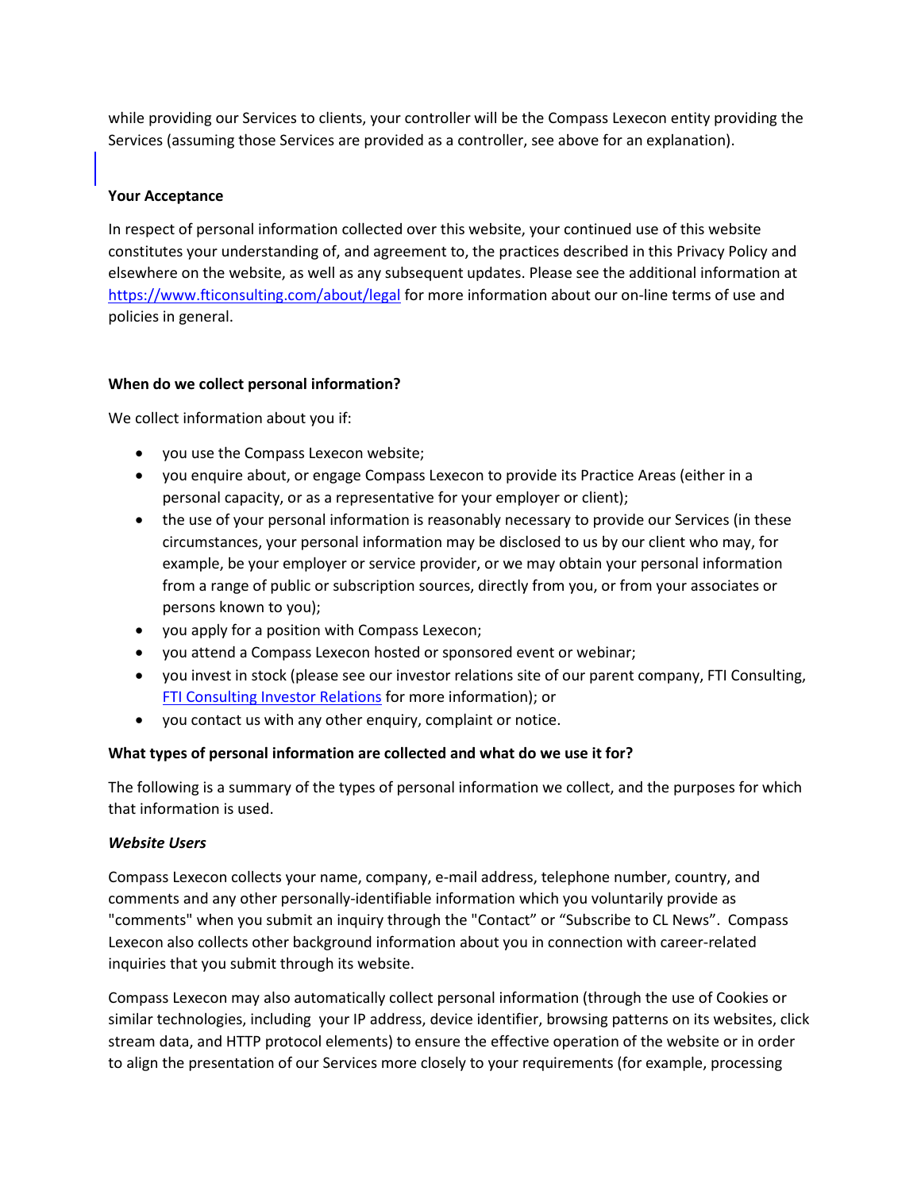while providing our Services to clients, your controller will be the Compass Lexecon entity providing the Services (assuming those Services are provided as a controller, see above for an explanation).

**Your Acceptance**

In respect of personal information collected over this website, your continued use of this website constitutes your understanding of, and agreement to, the practices described in this Privacy Policy and elsewhere on the website, as well as any subsequent updates. Please see the additional information at [https://www.fticonsulting.com/about/legal](https://www.fticonsulting.com/about/legal) for more information about our on-line terms of use and policies in general.

**When do we collect personal information?**

We collect information about you if:

- you use the Compass Lexecon website;
- you enquire about, or engage Compass Lexecon to provide its Practice Areas (either in a personal capacity, or as a representative for your employer or client);
- the use of your personal information is reasonably necessary to provide our Services (in these circumstances, your personal information may be disclosed to us by our client who may, for example, be your employer or service provider, or we may obtain your personal information from a range of public or subscription sources, directly from you, or from your associates or persons known to you);
- you apply for a position with Compass Lexecon;
- you attend a Compass Lexecon hosted or sponsored event or webinar;
- you invest in stock (please see our investor relations site of our parent company, FTI Consulting, FTI Consulting Investor Relations for more information); or
- you contact us with any other enquiry, complaint or notice.

**What types of personal information are collected and what do we use it for?**

The following is a summary of the types of personal information we collect, and the purposes for which that information is used.

***Website Users***

Compass Lexecon collects your name, company, e-mail address, telephone number, country, and comments and any other personally-identifiable information which you voluntarily provide as "comments" when you submit an inquiry through the "Contact" or "Subscribe to CL News". Compass Lexecon also collects other background information about you in connection with career-related inquiries that you submit through its website.

Compass Lexecon may also automatically collect personal information (through the use of Cookies or similar technologies, including your IP address, device identifier, browsing patterns on its websites, click stream data, and HTTP protocol elements) to ensure the effective operation of the website or in order to align the presentation of our Services more closely to your requirements (for example, processing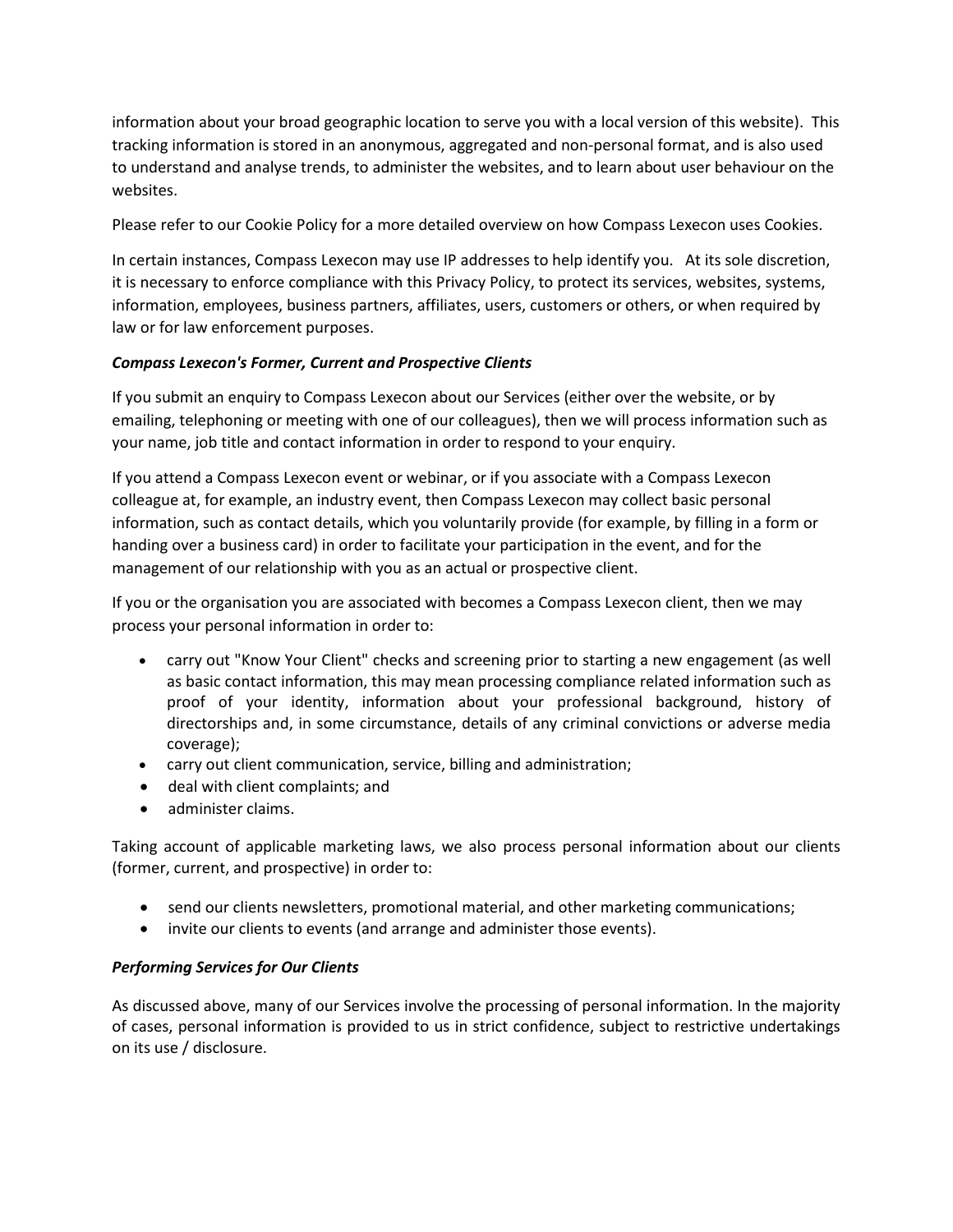information about your broad geographic location to serve you with a local version of this website). This tracking information is stored in an anonymous, aggregated and non-personal format, and is also used to understand and analyse trends, to administer the websites, and to learn about user behaviour on the websites.

Please refer to our Cookie Policy for a more detailed overview on how Compass Lexecon uses Cookies.

In certain instances, Compass Lexecon may use IP addresses to help identify you. At its sole discretion, it is necessary to enforce compliance with this Privacy Policy, to protect its services, websites, systems, information, employees, business partners, affiliates, users, customers or others, or when required by law or for law enforcement purposes.

***Compass Lexecon's Former, Current and Prospective Clients***

If you submit an enquiry to Compass Lexecon about our Services (either over the website, or by emailing, telephoning or meeting with one of our colleagues), then we will process information such as your name, job title and contact information in order to respond to your enquiry.

If you attend a Compass Lexecon event or webinar, or if you associate with a Compass Lexecon colleague at, for example, an industry event, then Compass Lexecon may collect basic personal information, such as contact details, which you voluntarily provide (for example, by filling in a form or handing over a business card) in order to facilitate your participation in the event, and for the management of our relationship with you as an actual or prospective client.

If you or the organisation you are associated with becomes a Compass Lexecon client, then we may process your personal information in order to:

- carry out "Know Your Client" checks and screening prior to starting a new engagement (as well as basic contact information, this may mean processing compliance related information such as proof of your identity, information about your professional background, history of directorships and, in some circumstance, details of any criminal convictions or adverse media coverage);
- carry out client communication, service, billing and administration;
- deal with client complaints; and
- administer claims.

Taking account of applicable marketing laws, we also process personal information about our clients (former, current, and prospective) in order to:

- send our clients newsletters, promotional material, and other marketing communications;
- invite our clients to events (and arrange and administer those events).

***Performing Services for Our Clients***

As discussed above, many of our Services involve the processing of personal information. In the majority of cases, personal information is provided to us in strict confidence, subject to restrictive undertakings on its use / disclosure.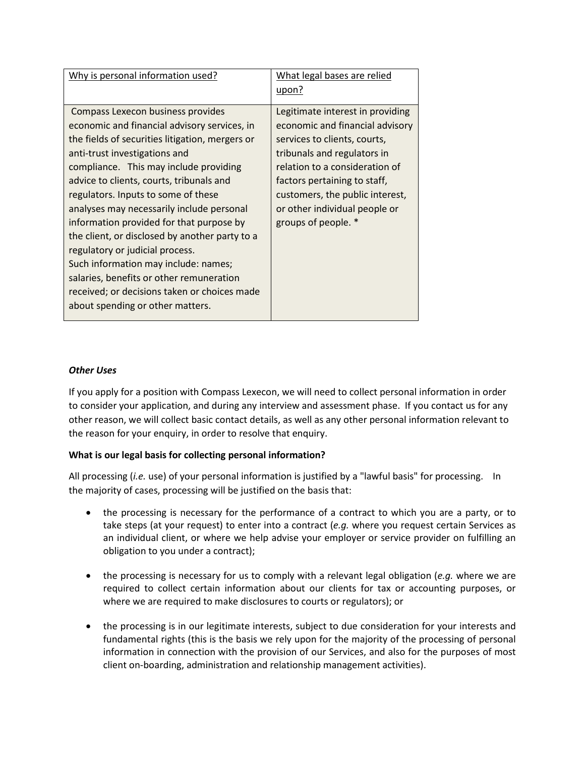| Why is personal information used? | What legal bases are relied upon? |
| --- | --- |
| Compass Lexecon business provides economic and financial advisory services, in the fields of securities litigation, mergers or anti-trust investigations and compliance. This may include providing advice to clients, courts, tribunals and regulators. Inputs to some of these analyses may necessarily include personal information provided for that purpose by the client, or disclosed by another party to a regulatory or judicial process. Such information may include: names; salaries, benefits or other remuneration received; or decisions taken or choices made about spending or other matters. | Legitimate interest in providing economic and financial advisory services to clients, courts, tribunals and regulators in relation to a consideration of factors pertaining to staff, customers, the public interest, or other individual people or groups of people. * |

***Other Uses***

If you apply for a position with Compass Lexecon, we will need to collect personal information in order to consider your application, and during any interview and assessment phase. If you contact us for any other reason, we will collect basic contact details, as well as any other personal information relevant to the reason for your enquiry, in order to resolve that enquiry.

**What is our legal basis for collecting personal information?**

All processing (*i.e.* use) of your personal information is justified by a "lawful basis" for processing. In the majority of cases, processing will be justified on the basis that:

- the processing is necessary for the performance of a contract to which you are a party, or to take steps (at your request) to enter into a contract (*e.g.* where you request certain Services as an individual client, or where we help advise your employer or service provider on fulfilling an obligation to you under a contract);
- the processing is necessary for us to comply with a relevant legal obligation (*e.g.* where we are required to collect certain information about our clients for tax or accounting purposes, or where we are required to make disclosures to courts or regulators); or
- the processing is in our legitimate interests, subject to due consideration for your interests and fundamental rights (this is the basis we rely upon for the majority of the processing of personal information in connection with the provision of our Services, and also for the purposes of most client on-boarding, administration and relationship management activities).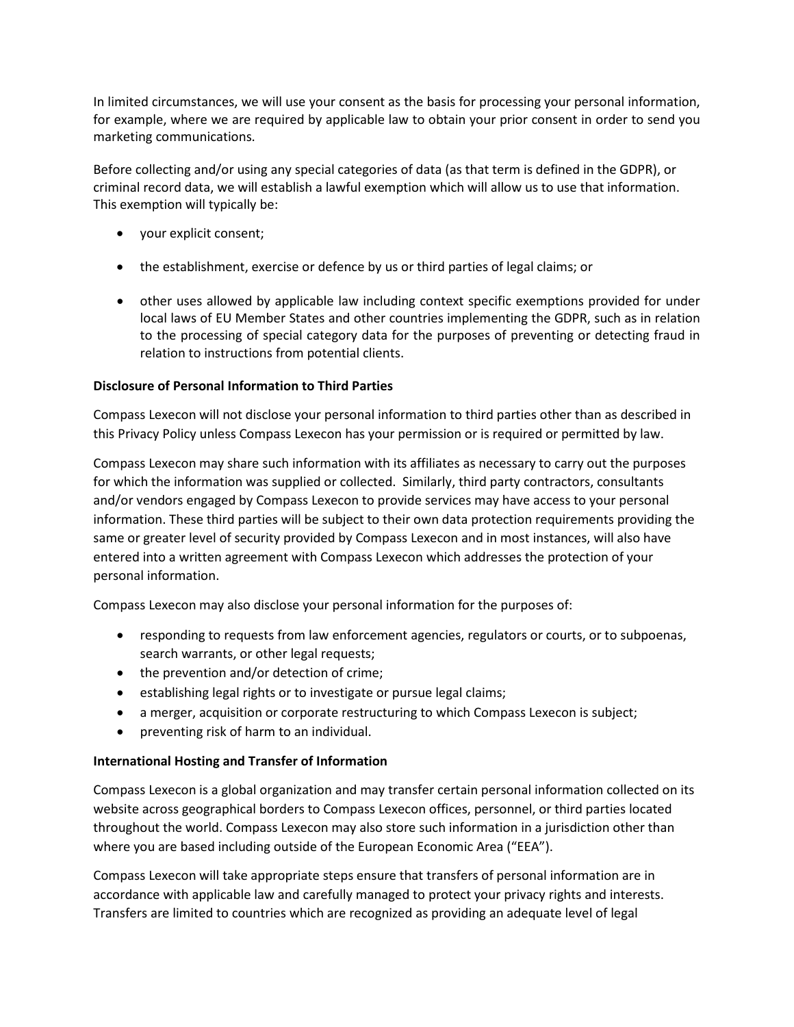In limited circumstances, we will use your consent as the basis for processing your personal information, for example, where we are required by applicable law to obtain your prior consent in order to send you marketing communications.

Before collecting and/or using any special categories of data (as that term is defined in the GDPR), or criminal record data, we will establish a lawful exemption which will allow us to use that information. This exemption will typically be:

- your explicit consent;
- the establishment, exercise or defence by us or third parties of legal claims; or
- other uses allowed by applicable law including context specific exemptions provided for under local laws of EU Member States and other countries implementing the GDPR, such as in relation to the processing of special category data for the purposes of preventing or detecting fraud in relation to instructions from potential clients.

**Disclosure of Personal Information to Third Parties**

Compass Lexecon will not disclose your personal information to third parties other than as described in this Privacy Policy unless Compass Lexecon has your permission or is required or permitted by law.

Compass Lexecon may share such information with its affiliates as necessary to carry out the purposes for which the information was supplied or collected. Similarly, third party contractors, consultants and/or vendors engaged by Compass Lexecon to provide services may have access to your personal information. These third parties will be subject to their own data protection requirements providing the same or greater level of security provided by Compass Lexecon and in most instances, will also have entered into a written agreement with Compass Lexecon which addresses the protection of your personal information.

Compass Lexecon may also disclose your personal information for the purposes of:

- responding to requests from law enforcement agencies, regulators or courts, or to subpoenas, search warrants, or other legal requests;
- the prevention and/or detection of crime;
- establishing legal rights or to investigate or pursue legal claims;
- a merger, acquisition or corporate restructuring to which Compass Lexecon is subject;
- preventing risk of harm to an individual.

**International Hosting and Transfer of Information**

Compass Lexecon is a global organization and may transfer certain personal information collected on its website across geographical borders to Compass Lexecon offices, personnel, or third parties located throughout the world. Compass Lexecon may also store such information in a jurisdiction other than where you are based including outside of the European Economic Area ("EEA").

Compass Lexecon will take appropriate steps ensure that transfers of personal information are in accordance with applicable law and carefully managed to protect your privacy rights and interests. Transfers are limited to countries which are recognized as providing an adequate level of legal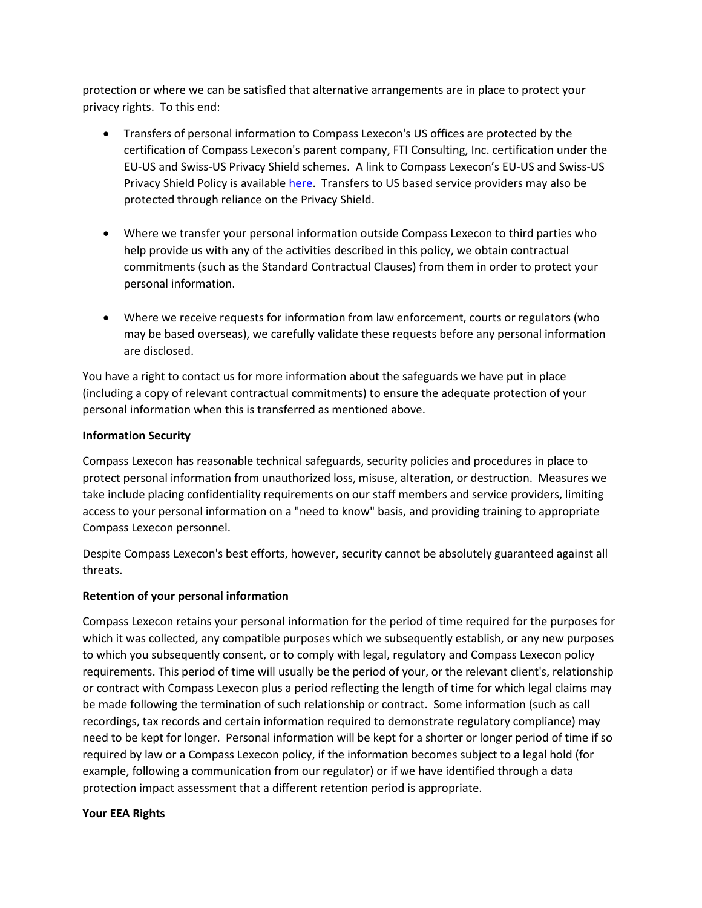protection or where we can be satisfied that alternative arrangements are in place to protect your privacy rights. To this end:

- Transfers of personal information to Compass Lexecon's US offices are protected by the certification of Compass Lexecon's parent company, FTI Consulting, Inc. certification under the EU-US and Swiss-US Privacy Shield schemes. A link to Compass Lexecon's EU-US and Swiss-US Privacy Shield Policy is available here. Transfers to US based service providers may also be protected through reliance on the Privacy Shield.

- Where we transfer your personal information outside Compass Lexecon to third parties who help provide us with any of the activities described in this policy, we obtain contractual commitments (such as the Standard Contractual Clauses) from them in order to protect your personal information.

- Where we receive requests for information from law enforcement, courts or regulators (who may be based overseas), we carefully validate these requests before any personal information are disclosed.

You have a right to contact us for more information about the safeguards we have put in place (including a copy of relevant contractual commitments) to ensure the adequate protection of your personal information when this is transferred as mentioned above.

**Information Security**

Compass Lexecon has reasonable technical safeguards, security policies and procedures in place to protect personal information from unauthorized loss, misuse, alteration, or destruction. Measures we take include placing confidentiality requirements on our staff members and service providers, limiting access to your personal information on a "need to know" basis, and providing training to appropriate Compass Lexecon personnel.

Despite Compass Lexecon's best efforts, however, security cannot be absolutely guaranteed against all threats.

**Retention of your personal information**

Compass Lexecon retains your personal information for the period of time required for the purposes for which it was collected, any compatible purposes which we subsequently establish, or any new purposes to which you subsequently consent, or to comply with legal, regulatory and Compass Lexecon policy requirements. This period of time will usually be the period of your, or the relevant client's, relationship or contract with Compass Lexecon plus a period reflecting the length of time for which legal claims may be made following the termination of such relationship or contract. Some information (such as call recordings, tax records and certain information required to demonstrate regulatory compliance) may need to be kept for longer. Personal information will be kept for a shorter or longer period of time if so required by law or a Compass Lexecon policy, if the information becomes subject to a legal hold (for example, following a communication from our regulator) or if we have identified through a data protection impact assessment that a different retention period is appropriate.

**Your EEA Rights**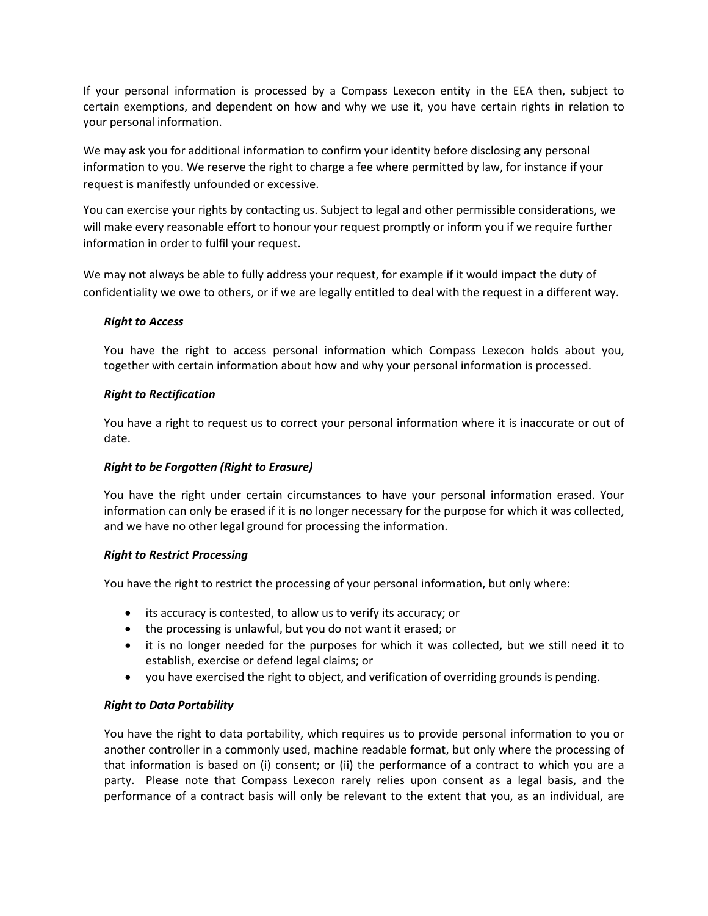If your personal information is processed by a Compass Lexecon entity in the EEA then, subject to certain exemptions, and dependent on how and why we use it, you have certain rights in relation to your personal information.

We may ask you for additional information to confirm your identity before disclosing any personal information to you. We reserve the right to charge a fee where permitted by law, for instance if your request is manifestly unfounded or excessive.

You can exercise your rights by contacting us. Subject to legal and other permissible considerations, we will make every reasonable effort to honour your request promptly or inform you if we require further information in order to fulfil your request.

We may not always be able to fully address your request, for example if it would impact the duty of confidentiality we owe to others, or if we are legally entitled to deal with the request in a different way.

***Right to Access***

You have the right to access personal information which Compass Lexecon holds about you, together with certain information about how and why your personal information is processed.

***Right to Rectification***

You have a right to request us to correct your personal information where it is inaccurate or out of date.

***Right to be Forgotten (Right to Erasure)***

You have the right under certain circumstances to have your personal information erased. Your information can only be erased if it is no longer necessary for the purpose for which it was collected, and we have no other legal ground for processing the information.

***Right to Restrict Processing***

You have the right to restrict the processing of your personal information, but only where:

- its accuracy is contested, to allow us to verify its accuracy; or
- the processing is unlawful, but you do not want it erased; or
- it is no longer needed for the purposes for which it was collected, but we still need it to establish, exercise or defend legal claims; or
- you have exercised the right to object, and verification of overriding grounds is pending.

***Right to Data Portability***

You have the right to data portability, which requires us to provide personal information to you or another controller in a commonly used, machine readable format, but only where the processing of that information is based on (i) consent; or (ii) the performance of a contract to which you are a party. Please note that Compass Lexecon rarely relies upon consent as a legal basis, and the performance of a contract basis will only be relevant to the extent that you, as an individual, are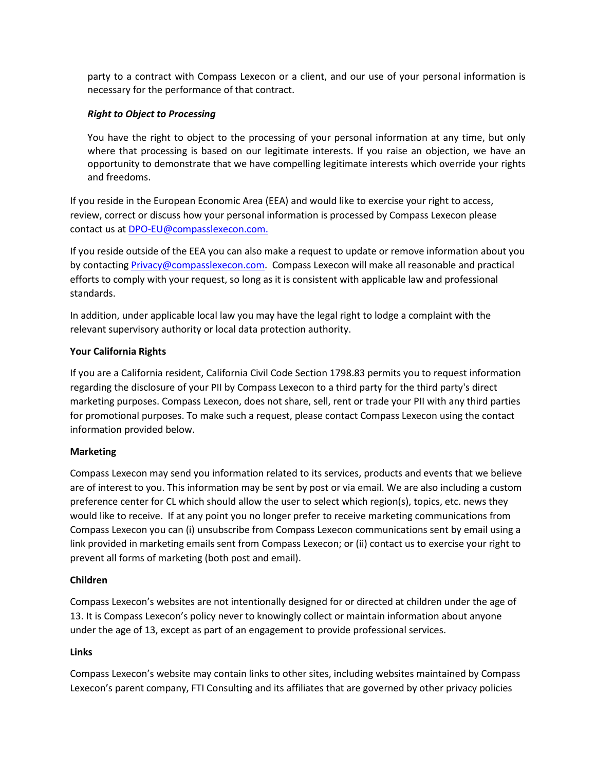party to a contract with Compass Lexecon or a client, and our use of your personal information is necessary for the performance of that contract.

***Right to Object to Processing***

You have the right to object to the processing of your personal information at any time, but only where that processing is based on our legitimate interests. If you raise an objection, we have an opportunity to demonstrate that we have compelling legitimate interests which override your rights and freedoms.

If you reside in the European Economic Area (EEA) and would like to exercise your right to access, review, correct or discuss how your personal information is processed by Compass Lexecon please contact us at DPO-EU@compasslexecon.com.

If you reside outside of the EEA you can also make a request to update or remove information about you by contacting Privacy@compasslexecon.com. Compass Lexecon will make all reasonable and practical efforts to comply with your request, so long as it is consistent with applicable law and professional standards.

In addition, under applicable local law you may have the legal right to lodge a complaint with the relevant supervisory authority or local data protection authority.

**Your California Rights**

If you are a California resident, California Civil Code Section 1798.83 permits you to request information regarding the disclosure of your PII by Compass Lexecon to a third party for the third party's direct marketing purposes. Compass Lexecon, does not share, sell, rent or trade your PII with any third parties for promotional purposes. To make such a request, please contact Compass Lexecon using the contact information provided below.

**Marketing**

Compass Lexecon may send you information related to its services, products and events that we believe are of interest to you. This information may be sent by post or via email. We are also including a custom preference center for CL which should allow the user to select which region(s), topics, etc. news they would like to receive. If at any point you no longer prefer to receive marketing communications from Compass Lexecon you can (i) unsubscribe from Compass Lexecon communications sent by email using a link provided in marketing emails sent from Compass Lexecon; or (ii) contact us to exercise your right to prevent all forms of marketing (both post and email).

**Children**

Compass Lexecon's websites are not intentionally designed for or directed at children under the age of 13. It is Compass Lexecon's policy never to knowingly collect or maintain information about anyone under the age of 13, except as part of an engagement to provide professional services.

**Links**

Compass Lexecon's website may contain links to other sites, including websites maintained by Compass Lexecon's parent company, FTI Consulting and its affiliates that are governed by other privacy policies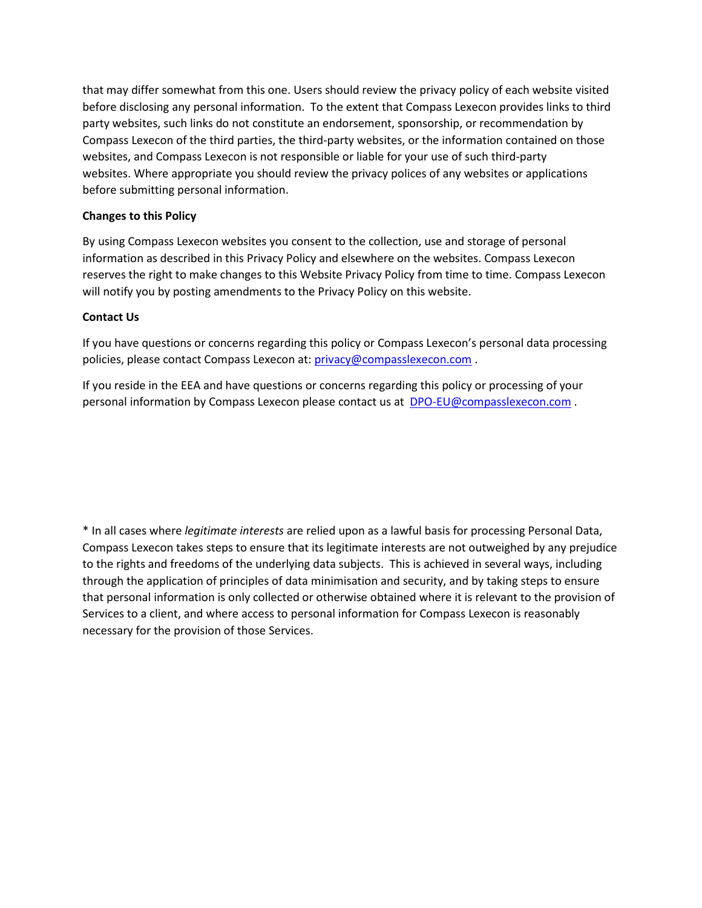that may differ somewhat from this one. Users should review the privacy policy of each website visited before disclosing any personal information. To the extent that Compass Lexecon provides links to third party websites, such links do not constitute an endorsement, sponsorship, or recommendation by Compass Lexecon of the third parties, the third-party websites, or the information contained on those websites, and Compass Lexecon is not responsible or liable for your use of such third-party websites. Where appropriate you should review the privacy polices of any websites or applications before submitting personal information.

**Changes to this Policy**

By using Compass Lexecon websites you consent to the collection, use and storage of personal information as described in this Privacy Policy and elsewhere on the websites. Compass Lexecon reserves the right to make changes to this Website Privacy Policy from time to time. Compass Lexecon will notify you by posting amendments to the Privacy Policy on this website.

**Contact Us**

If you have questions or concerns regarding this policy or Compass Lexecon's personal data processing policies, please contact Compass Lexecon at: privacy@compasslexecon.com .

If you reside in the EEA and have questions or concerns regarding this policy or processing of your personal information by Compass Lexecon please contact us at DPO-EU@compasslexecon.com .

* In all cases where *legitimate interests* are relied upon as a lawful basis for processing Personal Data, Compass Lexecon takes steps to ensure that its legitimate interests are not outweighed by any prejudice to the rights and freedoms of the underlying data subjects. This is achieved in several ways, including through the application of principles of data minimisation and security, and by taking steps to ensure that personal information is only collected or otherwise obtained where it is relevant to the provision of Services to a client, and where access to personal information for Compass Lexecon is reasonably necessary for the provision of those Services.